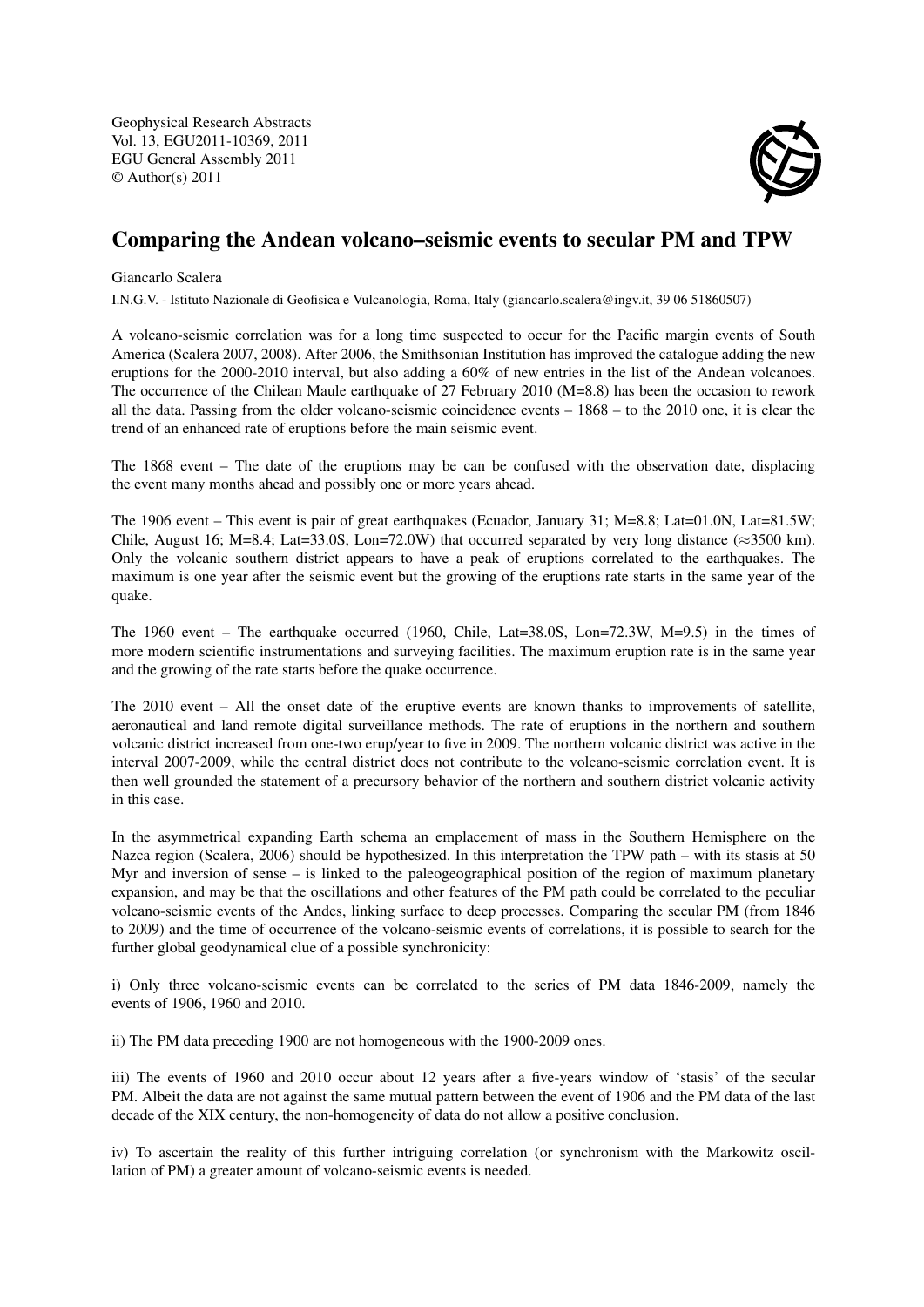Geophysical Research Abstracts
Vol. 13, EGU2011-10369, 2011
EGU General Assembly 2011
© Author(s) 2011

# Comparing the Andean volcano–seismic events to secular PM and TPW

Giancarlo Scalera

I.N.G.V. - Istituto Nazionale di Geofisica e Vulcanologia, Roma, Italy (giancarlo.scalera@ingv.it, 39 06 51860507)

A volcano-seismic correlation was for a long time suspected to occur for the Pacific margin events of South America (Scalera 2007, 2008). After 2006, the Smithsonian Institution has improved the catalogue adding the new eruptions for the 2000-2010 interval, but also adding a 60% of new entries in the list of the Andean volcanoes. The occurrence of the Chilean Maule earthquake of 27 February 2010 (M=8.8) has been the occasion to rework all the data. Passing from the older volcano-seismic coincidence events – 1868 – to the 2010 one, it is clear the trend of an enhanced rate of eruptions before the main seismic event.

The 1868 event – The date of the eruptions may be can be confused with the observation date, displacing the event many months ahead and possibly one or more years ahead.

The 1906 event – This event is pair of great earthquakes (Ecuador, January 31; M=8.8; Lat=01.0N, Lat=81.5W; Chile, August 16; M=8.4; Lat=33.0S, Lon=72.0W) that occurred separated by very long distance (≈3500 km). Only the volcanic southern district appears to have a peak of eruptions correlated to the earthquakes. The maximum is one year after the seismic event but the growing of the eruptions rate starts in the same year of the quake.

The 1960 event – The earthquake occurred (1960, Chile, Lat=38.0S, Lon=72.3W, M=9.5) in the times of more modern scientific instrumentations and surveying facilities. The maximum eruption rate is in the same year and the growing of the rate starts before the quake occurrence.

The 2010 event – All the onset date of the eruptive events are known thanks to improvements of satellite, aeronautical and land remote digital surveillance methods. The rate of eruptions in the northern and southern volcanic district increased from one-two erup/year to five in 2009. The northern volcanic district was active in the interval 2007-2009, while the central district does not contribute to the volcano-seismic correlation event. It is then well grounded the statement of a precursory behavior of the northern and southern district volcanic activity in this case.

In the asymmetrical expanding Earth schema an emplacement of mass in the Southern Hemisphere on the Nazca region (Scalera, 2006) should be hypothesized. In this interpretation the TPW path – with its stasis at 50 Myr and inversion of sense – is linked to the paleogeographical position of the region of maximum planetary expansion, and may be that the oscillations and other features of the PM path could be correlated to the peculiar volcano-seismic events of the Andes, linking surface to deep processes. Comparing the secular PM (from 1846 to 2009) and the time of occurrence of the volcano-seismic events of correlations, it is possible to search for the further global geodynamical clue of a possible synchronicity:

i) Only three volcano-seismic events can be correlated to the series of PM data 1846-2009, namely the events of 1906, 1960 and 2010.

ii) The PM data preceding 1900 are not homogeneous with the 1900-2009 ones.

iii) The events of 1960 and 2010 occur about 12 years after a five-years window of 'stasis' of the secular PM. Albeit the data are not against the same mutual pattern between the event of 1906 and the PM data of the last decade of the XIX century, the non-homogeneity of data do not allow a positive conclusion.

iv) To ascertain the reality of this further intriguing correlation (or synchronism with the Markowitz oscillation of PM) a greater amount of volcano-seismic events is needed.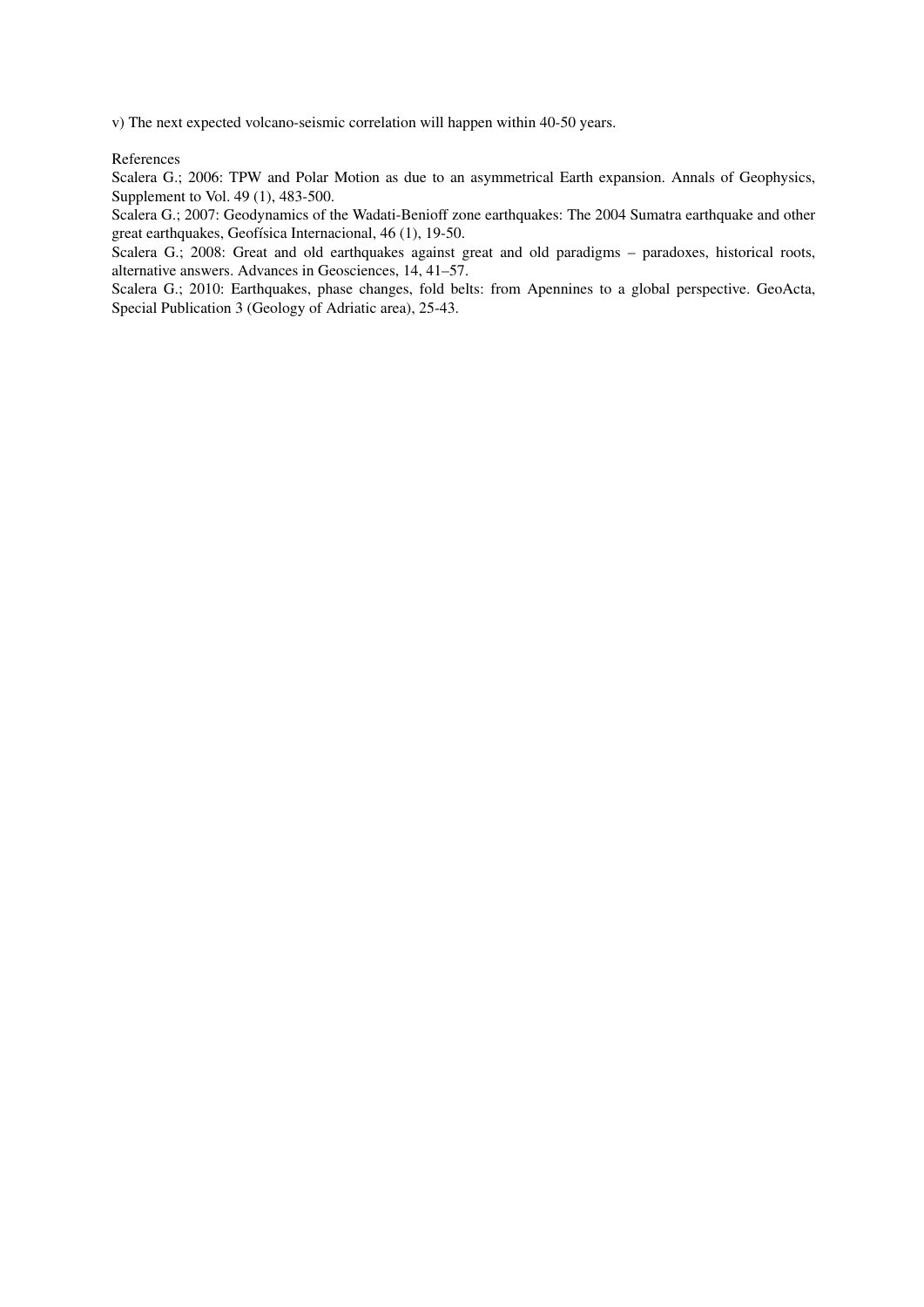v) The next expected volcano-seismic correlation will happen within 40-50 years.

References

Scalera G.; 2006: TPW and Polar Motion as due to an asymmetrical Earth expansion. Annals of Geophysics, Supplement to Vol. 49 (1), 483-500.

Scalera G.; 2007: Geodynamics of the Wadati-Benioff zone earthquakes: The 2004 Sumatra earthquake and other great earthquakes, Geofísica Internacional, 46 (1), 19-50.

Scalera G.; 2008: Great and old earthquakes against great and old paradigms – paradoxes, historical roots, alternative answers. Advances in Geosciences, 14, 41–57.

Scalera G.; 2010: Earthquakes, phase changes, fold belts: from Apennines to a global perspective. GeoActa, Special Publication 3 (Geology of Adriatic area), 25-43.